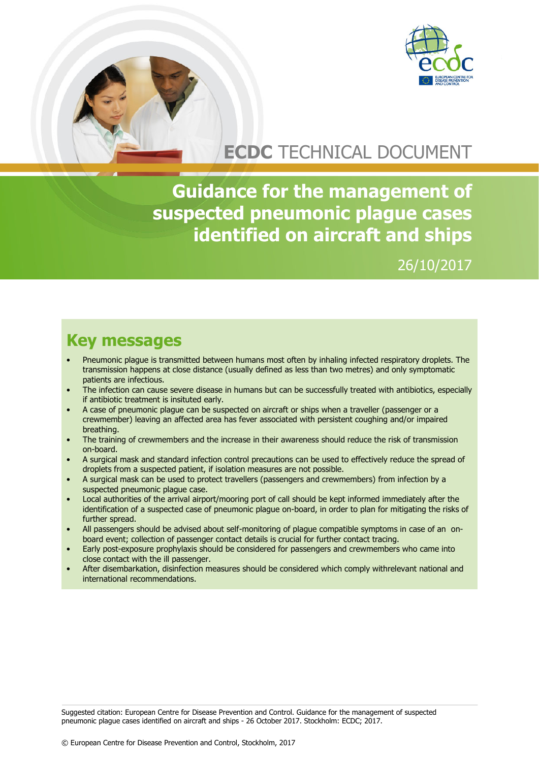ECDC TECHNICAL DOCUMENT

# Guidance for the management of suspected pneumonic plague cases identified on aircraft and ships

26/10/2017

## Key messages

- Pneumonic plague is transmitted between humans most often by inhaling infected respiratory droplets. The transmission happens at close distance (usually defined as less than two metres) and only symptomatic patients are infectious.
- The infection can cause severe disease in humans but can be successfully treated with antibiotics, especially if antibiotic treatment is insituted early.
- A case of pneumonic plague can be suspected on aircraft or ships when a traveller (passenger or a crewmember) leaving an affected area has fever associated with persistent coughing and/or impaired breathing.
- The training of crewmembers and the increase in their awareness should reduce the risk of transmission on-board.
- A surgical mask and standard infection control precautions can be used to effectively reduce the spread of droplets from a suspected patient, if isolation measures are not possible.
- A surgical mask can be used to protect travellers (passengers and crewmembers) from infection by a suspected pneumonic plague case.
- Local authorities of the arrival airport/mooring port of call should be kept informed immediately after the identification of a suspected case of pneumonic plague on-board, in order to plan for mitigating the risks of further spread.
- All passengers should be advised about self-monitoring of plague compatible symptoms in case of an on-board event; collection of passenger contact details is crucial for further contact tracing.
- Early post-exposure prophylaxis should be considered for passengers and crewmembers who came into close contact with the ill passenger.
- After disembarkation, disinfection measures should be considered which comply withrelevant national and international recommendations.

Suggested citation: European Centre for Disease Prevention and Control. Guidance for the management of suspected pneumonic plague cases identified on aircraft and ships - 26 October 2017. Stockholm: ECDC; 2017.

© European Centre for Disease Prevention and Control, Stockholm, 2017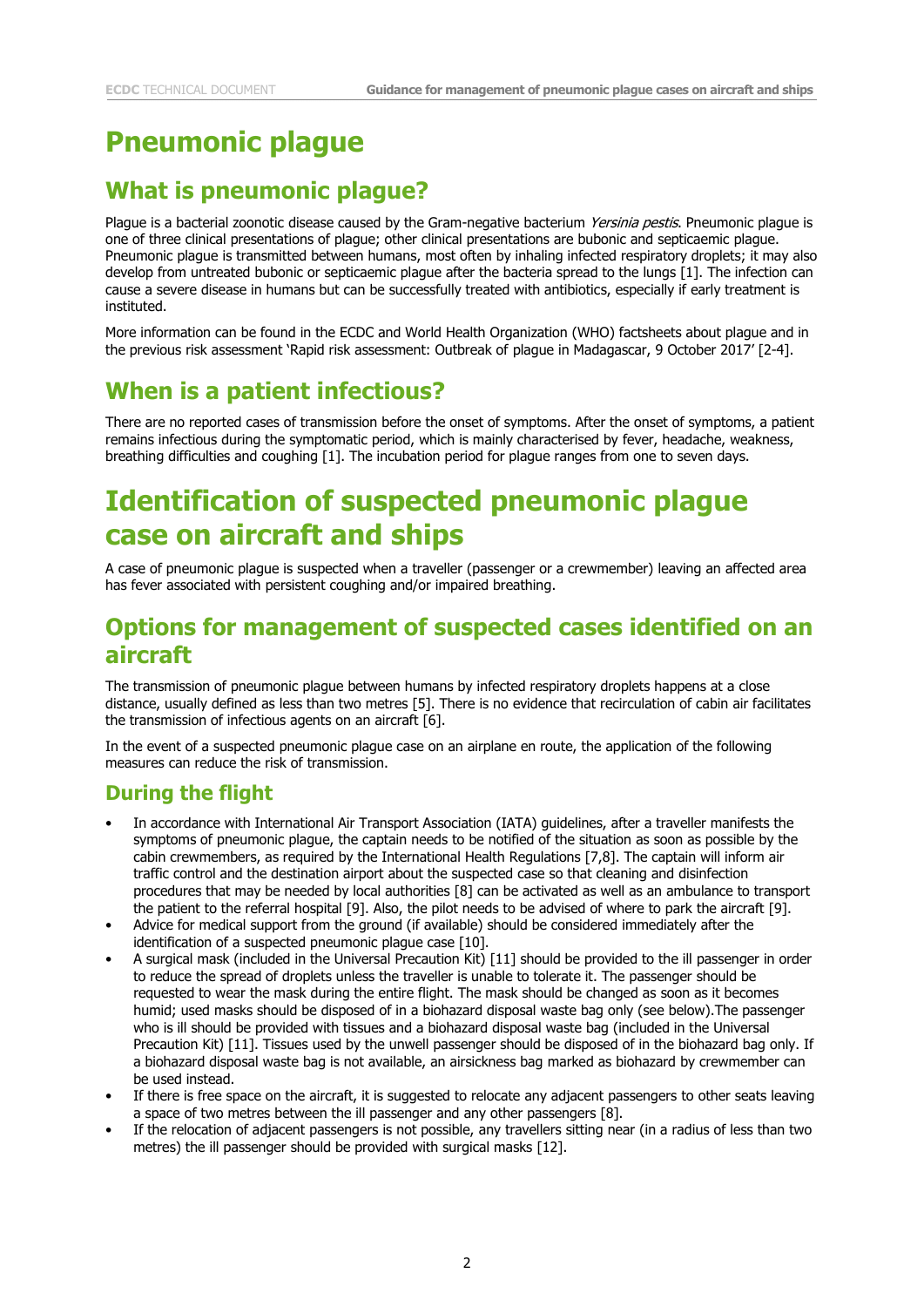# Pneumonic plague

## What is pneumonic plague?

Plague is a bacterial zoonotic disease caused by the Gram-negative bacterium *Yersinia pestis*. Pneumonic plague is one of three clinical presentations of plague; other clinical presentations are bubonic and septicaemic plague. Pneumonic plague is transmitted between humans, most often by inhaling infected respiratory droplets; it may also develop from untreated bubonic or septicaemic plague after the bacteria spread to the lungs [1]. The infection can cause a severe disease in humans but can be successfully treated with antibiotics, especially if early treatment is instituted.

More information can be found in the ECDC and World Health Organization (WHO) factsheets about plague and in the previous risk assessment 'Rapid risk assessment: Outbreak of plague in Madagascar, 9 October 2017' [2-4].

## When is a patient infectious?

There are no reported cases of transmission before the onset of symptoms. After the onset of symptoms, a patient remains infectious during the symptomatic period, which is mainly characterised by fever, headache, weakness, breathing difficulties and coughing [1]. The incubation period for plague ranges from one to seven days.

# Identification of suspected pneumonic plague case on aircraft and ships

A case of pneumonic plague is suspected when a traveller (passenger or a crewmember) leaving an affected area has fever associated with persistent coughing and/or impaired breathing.

## Options for management of suspected cases identified on an aircraft

The transmission of pneumonic plague between humans by infected respiratory droplets happens at a close distance, usually defined as less than two metres [5]. There is no evidence that recirculation of cabin air facilitates the transmission of infectious agents on an aircraft [6].

In the event of a suspected pneumonic plague case on an airplane en route, the application of the following measures can reduce the risk of transmission.

### During the flight

- In accordance with International Air Transport Association (IATA) guidelines, after a traveller manifests the symptoms of pneumonic plague, the captain needs to be notified of the situation as soon as possible by the cabin crewmembers, as required by the International Health Regulations [7,8]. The captain will inform air traffic control and the destination airport about the suspected case so that cleaning and disinfection procedures that may be needed by local authorities [8] can be activated as well as an ambulance to transport the patient to the referral hospital [9]. Also, the pilot needs to be advised of where to park the aircraft [9].
- Advice for medical support from the ground (if available) should be considered immediately after the identification of a suspected pneumonic plague case [10].
- A surgical mask (included in the Universal Precaution Kit) [11] should be provided to the ill passenger in order to reduce the spread of droplets unless the traveller is unable to tolerate it. The passenger should be requested to wear the mask during the entire flight. The mask should be changed as soon as it becomes humid; used masks should be disposed of in a biohazard disposal waste bag only (see below).The passenger who is ill should be provided with tissues and a biohazard disposal waste bag (included in the Universal Precaution Kit) [11]. Tissues used by the unwell passenger should be disposed of in the biohazard bag only. If a biohazard disposal waste bag is not available, an airsickness bag marked as biohazard by crewmember can be used instead.
- If there is free space on the aircraft, it is suggested to relocate any adjacent passengers to other seats leaving a space of two metres between the ill passenger and any other passengers [8].
- If the relocation of adjacent passengers is not possible, any travellers sitting near (in a radius of less than two metres) the ill passenger should be provided with surgical masks [12].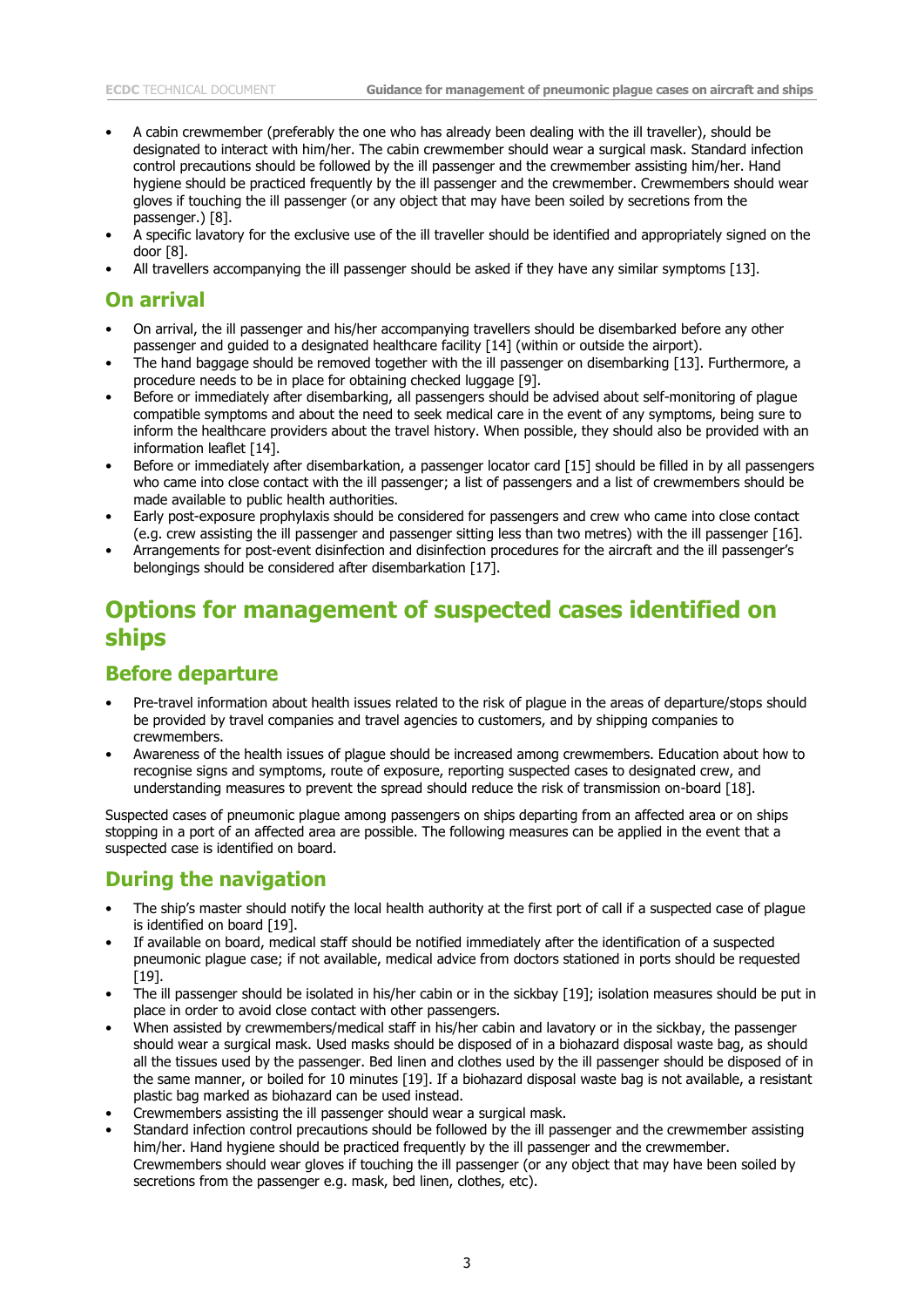- A cabin crewmember (preferably the one who has already been dealing with the ill traveller), should be designated to interact with him/her. The cabin crewmember should wear a surgical mask. Standard infection control precautions should be followed by the ill passenger and the crewmember assisting him/her. Hand hygiene should be practiced frequently by the ill passenger and the crewmember. Crewmembers should wear gloves if touching the ill passenger (or any object that may have been soiled by secretions from the passenger.) [8].
- A specific lavatory for the exclusive use of the ill traveller should be identified and appropriately signed on the door [8].
- All travellers accompanying the ill passenger should be asked if they have any similar symptoms [13].

## On arrival

- On arrival, the ill passenger and his/her accompanying travellers should be disembarked before any other passenger and guided to a designated healthcare facility [14] (within or outside the airport).
- The hand baggage should be removed together with the ill passenger on disembarking [13]. Furthermore, a procedure needs to be in place for obtaining checked luggage [9].
- Before or immediately after disembarking, all passengers should be advised about self-monitoring of plague compatible symptoms and about the need to seek medical care in the event of any symptoms, being sure to inform the healthcare providers about the travel history. When possible, they should also be provided with an information leaflet [14].
- Before or immediately after disembarkation, a passenger locator card [15] should be filled in by all passengers who came into close contact with the ill passenger; a list of passengers and a list of crewmembers should be made available to public health authorities.
- Early post-exposure prophylaxis should be considered for passengers and crew who came into close contact (e.g. crew assisting the ill passenger and passenger sitting less than two metres) with the ill passenger [16].
- Arrangements for post-event disinfection and disinfection procedures for the aircraft and the ill passenger's belongings should be considered after disembarkation [17].

# Options for management of suspected cases identified on ships

## Before departure

- Pre-travel information about health issues related to the risk of plague in the areas of departure/stops should be provided by travel companies and travel agencies to customers, and by shipping companies to crewmembers.
- Awareness of the health issues of plague should be increased among crewmembers. Education about how to recognise signs and symptoms, route of exposure, reporting suspected cases to designated crew, and understanding measures to prevent the spread should reduce the risk of transmission on-board [18].

Suspected cases of pneumonic plague among passengers on ships departing from an affected area or on ships stopping in a port of an affected area are possible. The following measures can be applied in the event that a suspected case is identified on board.

## During the navigation

- The ship's master should notify the local health authority at the first port of call if a suspected case of plague is identified on board [19].
- If available on board, medical staff should be notified immediately after the identification of a suspected pneumonic plague case; if not available, medical advice from doctors stationed in ports should be requested [19].
- The ill passenger should be isolated in his/her cabin or in the sickbay [19]; isolation measures should be put in place in order to avoid close contact with other passengers.
- When assisted by crewmembers/medical staff in his/her cabin and lavatory or in the sickbay, the passenger should wear a surgical mask. Used masks should be disposed of in a biohazard disposal waste bag, as should all the tissues used by the passenger. Bed linen and clothes used by the ill passenger should be disposed of in the same manner, or boiled for 10 minutes [19]. If a biohazard disposal waste bag is not available, a resistant plastic bag marked as biohazard can be used instead.
- Crewmembers assisting the ill passenger should wear a surgical mask.
- Standard infection control precautions should be followed by the ill passenger and the crewmember assisting him/her. Hand hygiene should be practiced frequently by the ill passenger and the crewmember. Crewmembers should wear gloves if touching the ill passenger (or any object that may have been soiled by secretions from the passenger e.g. mask, bed linen, clothes, etc).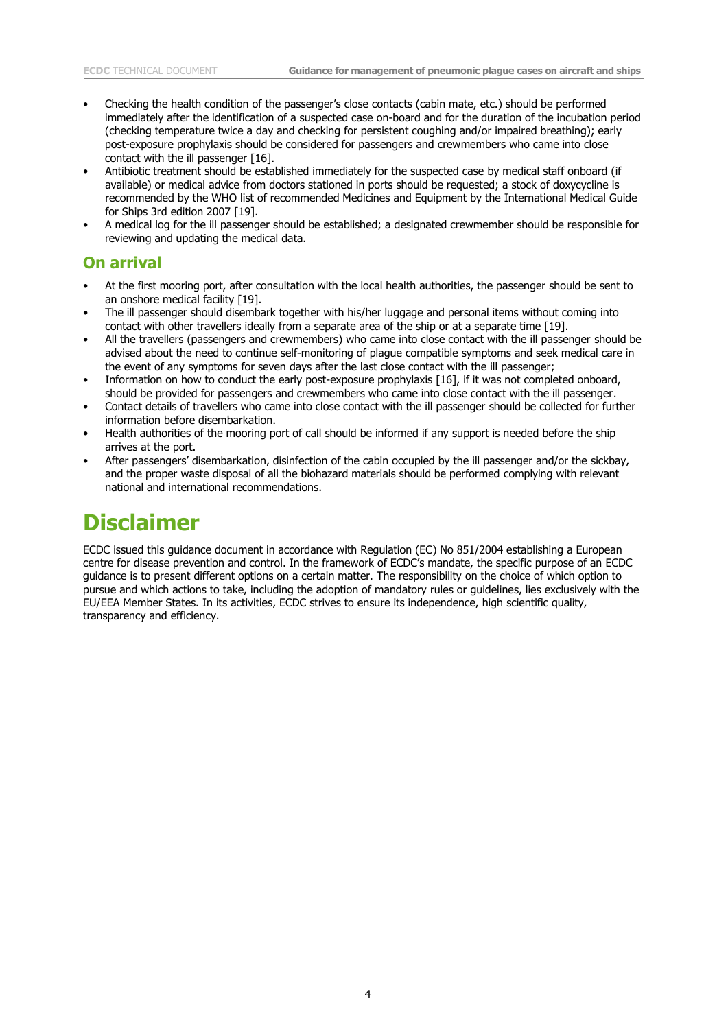- Checking the health condition of the passenger's close contacts (cabin mate, etc.) should be performed immediately after the identification of a suspected case on-board and for the duration of the incubation period (checking temperature twice a day and checking for persistent coughing and/or impaired breathing); early post-exposure prophylaxis should be considered for passengers and crewmembers who came into close contact with the ill passenger [16].
- Antibiotic treatment should be established immediately for the suspected case by medical staff onboard (if available) or medical advice from doctors stationed in ports should be requested; a stock of doxycycline is recommended by the WHO list of recommended Medicines and Equipment by the International Medical Guide for Ships 3rd edition 2007 [19].
- A medical log for the ill passenger should be established; a designated crewmember should be responsible for reviewing and updating the medical data.

## On arrival

- At the first mooring port, after consultation with the local health authorities, the passenger should be sent to an onshore medical facility [19].
- The ill passenger should disembark together with his/her luggage and personal items without coming into contact with other travellers ideally from a separate area of the ship or at a separate time [19].
- All the travellers (passengers and crewmembers) who came into close contact with the ill passenger should be advised about the need to continue self-monitoring of plague compatible symptoms and seek medical care in the event of any symptoms for seven days after the last close contact with the ill passenger;
- Information on how to conduct the early post-exposure prophylaxis [16], if it was not completed onboard, should be provided for passengers and crewmembers who came into close contact with the ill passenger.
- Contact details of travellers who came into close contact with the ill passenger should be collected for further information before disembarkation.
- Health authorities of the mooring port of call should be informed if any support is needed before the ship arrives at the port.
- After passengers' disembarkation, disinfection of the cabin occupied by the ill passenger and/or the sickbay, and the proper waste disposal of all the biohazard materials should be performed complying with relevant national and international recommendations.

# Disclaimer

ECDC issued this guidance document in accordance with Regulation (EC) No 851/2004 establishing a European centre for disease prevention and control. In the framework of ECDC's mandate, the specific purpose of an ECDC guidance is to present different options on a certain matter. The responsibility on the choice of which option to pursue and which actions to take, including the adoption of mandatory rules or guidelines, lies exclusively with the EU/EEA Member States. In its activities, ECDC strives to ensure its independence, high scientific quality, transparency and efficiency.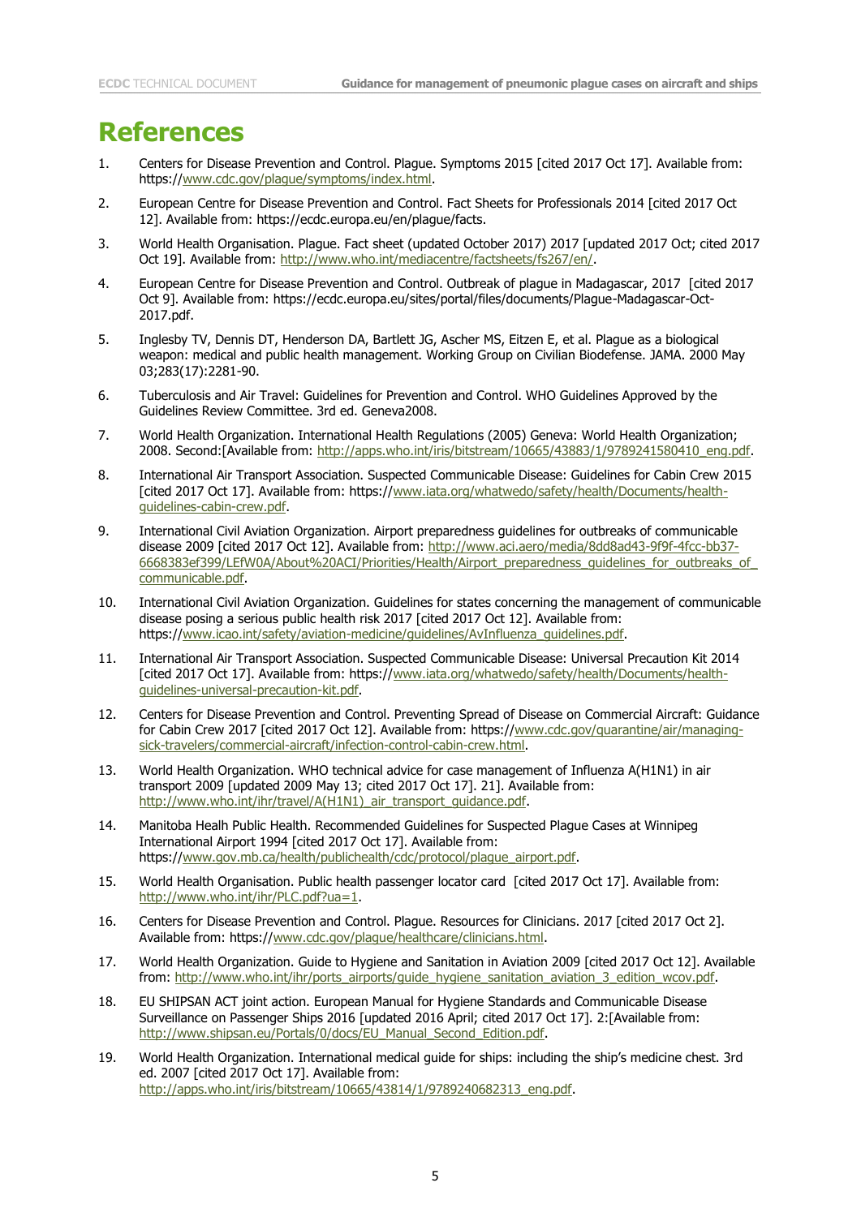# References

1. Centers for Disease Prevention and Control. Plague. Symptoms 2015 [cited 2017 Oct 17]. Available from: https://www.cdc.gov/plague/symptoms/index.html.
2. European Centre for Disease Prevention and Control. Fact Sheets for Professionals 2014 [cited 2017 Oct 12]. Available from: https://ecdc.europa.eu/en/plague/facts.
3. World Health Organisation. Plague. Fact sheet (updated October 2017) 2017 [updated 2017 Oct; cited 2017 Oct 19]. Available from: http://www.who.int/mediacentre/factsheets/fs267/en/.
4. European Centre for Disease Prevention and Control. Outbreak of plague in Madagascar, 2017 [cited 2017 Oct 9]. Available from: https://ecdc.europa.eu/sites/portal/files/documents/Plague-Madagascar-Oct-2017.pdf.
5. Inglesby TV, Dennis DT, Henderson DA, Bartlett JG, Ascher MS, Eitzen E, et al. Plague as a biological weapon: medical and public health management. Working Group on Civilian Biodefense. JAMA. 2000 May 03;283(17):2281-90.
6. Tuberculosis and Air Travel: Guidelines for Prevention and Control. WHO Guidelines Approved by the Guidelines Review Committee. 3rd ed. Geneva2008.
7. World Health Organization. International Health Regulations (2005) Geneva: World Health Organization; 2008. Second:[Available from: http://apps.who.int/iris/bitstream/10665/43883/1/9789241580410_eng.pdf.
8. International Air Transport Association. Suspected Communicable Disease: Guidelines for Cabin Crew 2015 [cited 2017 Oct 17]. Available from: https://www.iata.org/whatwedo/safety/health/Documents/health-guidelines-cabin-crew.pdf.
9. International Civil Aviation Organization. Airport preparedness guidelines for outbreaks of communicable disease 2009 [cited 2017 Oct 12]. Available from: http://www.aci.aero/media/8dd8ad43-9f9f-4fcc-bb37-6668383ef399/LEfW0A/About%20ACI/Priorities/Health/Airport_preparedness_guidelines_for_outbreaks_of_communicable.pdf.
10. International Civil Aviation Organization. Guidelines for states concerning the management of communicable disease posing a serious public health risk 2017 [cited 2017 Oct 12]. Available from: https://www.icao.int/safety/aviation-medicine/guidelines/AvInfluenza_guidelines.pdf.
11. International Air Transport Association. Suspected Communicable Disease: Universal Precaution Kit 2014 [cited 2017 Oct 17]. Available from: https://www.iata.org/whatwedo/safety/health/Documents/health-guidelines-universal-precaution-kit.pdf.
12. Centers for Disease Prevention and Control. Preventing Spread of Disease on Commercial Aircraft: Guidance for Cabin Crew 2017 [cited 2017 Oct 12]. Available from: https://www.cdc.gov/quarantine/air/managing-sick-travelers/commercial-aircraft/infection-control-cabin-crew.html.
13. World Health Organization. WHO technical advice for case management of Influenza A(H1N1) in air transport 2009 [updated 2009 May 13; cited 2017 Oct 17]. 21]. Available from: http://www.who.int/ihr/travel/A(H1N1)_air_transport_guidance.pdf.
14. Manitoba Heath Public Health. Recommended Guidelines for Suspected Plague Cases at Winnipeg International Airport 1994 [cited 2017 Oct 17]. Available from: https://www.gov.mb.ca/health/publichealth/cdc/protocol/plague_airport.pdf.
15. World Health Organisation. Public health passenger locator card [cited 2017 Oct 17]. Available from: http://www.who.int/ihr/PLC.pdf?ua=1.
16. Centers for Disease Prevention and Control. Plague. Resources for Clinicians. 2017 [cited 2017 Oct 2]. Available from: https://www.cdc.gov/plague/healthcare/clinicians.html.
17. World Health Organization. Guide to Hygiene and Sanitation in Aviation 2009 [cited 2017 Oct 12]. Available from: http://www.who.int/ihr/ports_airports/guide_hygiene_sanitation_aviation_3_edition_wcov.pdf.
18. EU SHIPSAN ACT joint action. European Manual for Hygiene Standards and Communicable Disease Surveillance on Passenger Ships 2016 [updated 2016 April; cited 2017 Oct 17]. 2:[Available from: http://www.shipsan.eu/Portals/0/docs/EU_Manual_Second_Edition.pdf.
19. World Health Organization. International medical guide for ships: including the ship's medicine chest. 3rd ed. 2007 [cited 2017 Oct 17]. Available from: http://apps.who.int/iris/bitstream/10665/43814/1/9789240682313_eng.pdf.